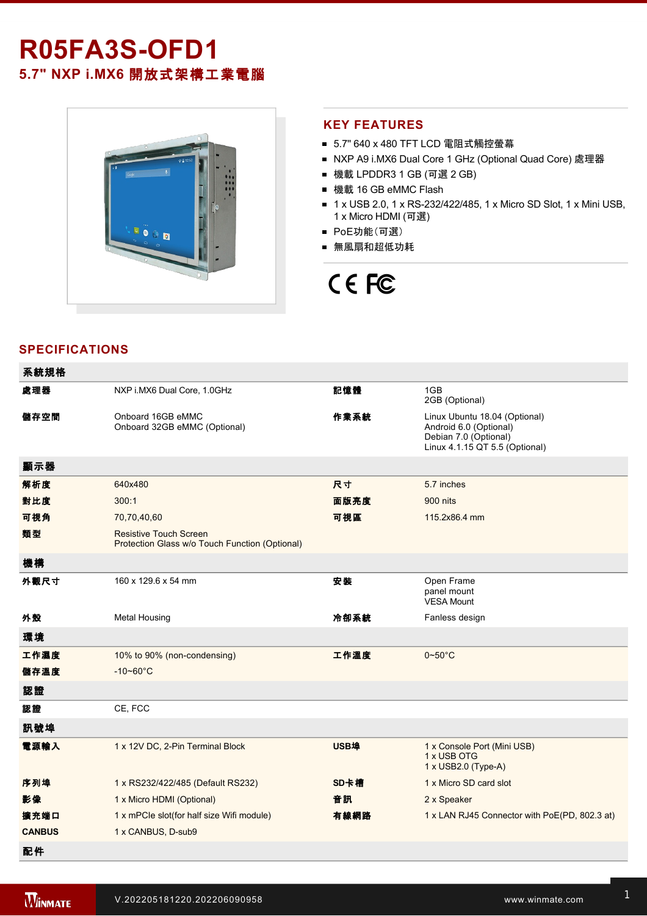# R05FA3S-OFD1

## 5.7" NXP i.MX6 開放式架構工業電腦

## KEY FEATURES

- 5.7" 640 x 480 TFT LCD 電阻式觸控螢幕
- NXP A9 i.MX6 Dual Core 1 GHz (Optional Quad Core) 處理器
- 機載 LPDDR3 1 GB (可選 2 GB)
- 機載 16 GB eMMC Flash
- 1 x USB 2.0, 1 x RS-232/422/485, 1 x Micro SD Slot, 1 x Mini USB, 1 x Micro HDMI (可選)
- PoE功能（可選）
- 無風扇和超低功耗

## SPECIFICATIONS

| 系統規格 | | | |
|---|---|---|---|
| 處理器 | NXP i.MX6 Dual Core, 1.0GHz | 記憶體 | 1GB<br>2GB (Optional) |
| 儲存空間 | Onboard 16GB eMMC<br>Onboard 32GB eMMC (Optional) | 作業系統 | Linux Ubuntu 18.04 (Optional)<br>Android 6.0 (Optional)<br>Debian 7.0 (Optional)<br>Linux 4.1.15 QT 5.5 (Optional) |
| **顯示器** | | | |
| 解析度 | 640x480 | 尺寸 | 5.7 inches |
| 對比度 | 300:1 | 面版亮度 | 900 nits |
| 可視角 | 70,70,40,60 | 可視區 | 115.2x86.4 mm |
| 類型 | Resistive Touch Screen<br>Protection Glass w/o Touch Function (Optional) | | |
| **機構** | | | |
| 外觀尺寸 | 160 x 129.6 x 54 mm | 安裝 | Open Frame<br>panel mount<br>VESA Mount |
| 外殼 | Metal Housing | 冷卻系統 | Fanless design |
| **環境** | | | |
| 工作濕度 | 10% to 90% (non-condensing) | 工作溫度 | 0~50°C |
| 儲存溫度 | -10~60°C | | |
| **認證** | | | |
| 認證 | CE, FCC | | |
| **訊號埠** | | | |
| 電源輸入 | 1 x 12V DC, 2-Pin Terminal Block | USB埠 | 1 x Console Port (Mini USB)<br>1 x USB OTG<br>1 x USB2.0 (Type-A) |
| 序列埠 | 1 x RS232/422/485 (Default RS232) | SD卡槽 | 1 x Micro SD card slot |
| 影像 | 1 x Micro HDMI (Optional) | 音訊 | 2 x Speaker |
| 擴充端口 | 1 x mPCIe slot(for half size Wifi module) | 有線網路 | 1 x LAN RJ45 Connector with PoE(PD, 802.3 at) |
| CANBUS | 1 x CANBUS, D-sub9 | | |
| **配件** | | | |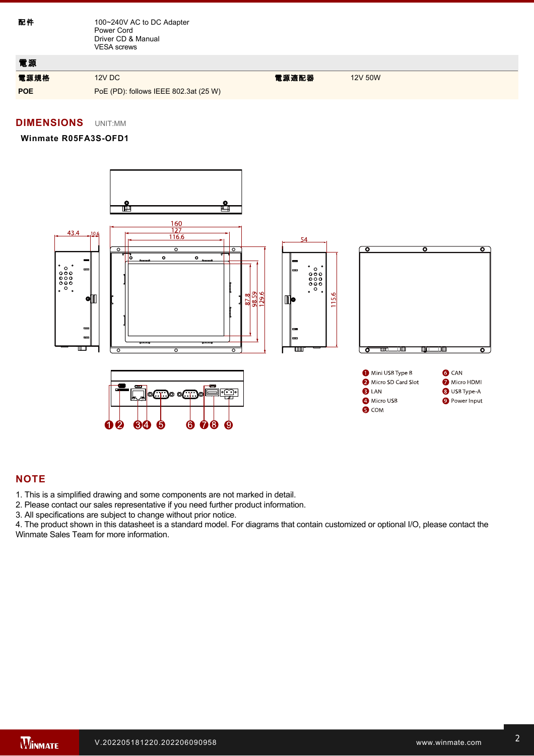| | | | |
|---|---|---|---|
| 配件 | 100~240V AC to DC Adapter<br>Power Cord<br>Driver CD & Manual<br>VESA screws | | |
| **電源** | | | |
| 電源規格 | 12V DC | 電源適配器 | 12V 50W |
| POE | PoE (PD): follows IEEE 802.3at (25 W) | | |

## DIMENSIONS UNIT:MM

**Winmate R05FA3S-OFD1**

43.4
10.6
160
127
116.6
87.8
98.59
129.6
54
115.6

1 Mini USB Type B
2 Micro SD Card Slot
3 LAN
4 Micro USB
5 COM
6 CAN
7 Micro HDMI
8 USB Type-A
9 Power Input

## NOTE

1. This is a simplified drawing and some components are not marked in detail.
2. Please contact our sales representative if you need further product information.
3. All specifications are subject to change without prior notice.
4. The product shown in this datasheet is a standard model. For diagrams that contain customized or optional I/O, please contact the Winmate Sales Team for more information.

V.202205181220.202206090958